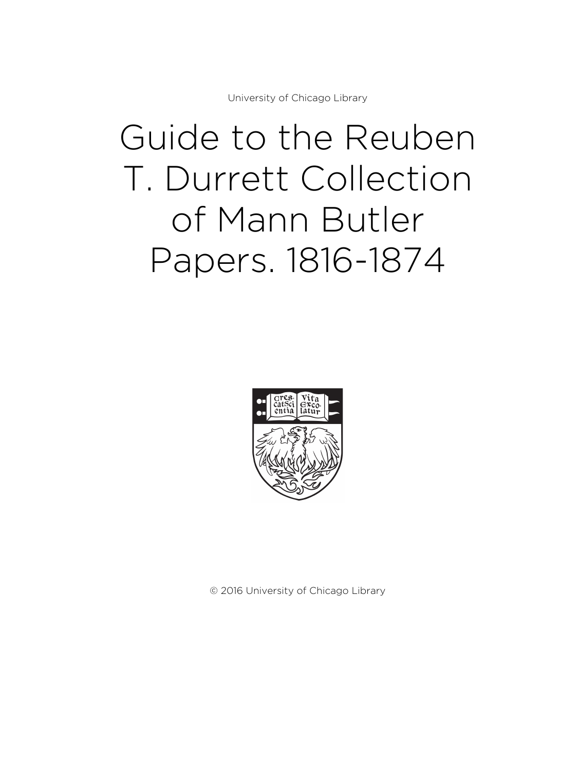University of Chicago Library

# Guide to the Reuben T. Durrett Collection of Mann Butler Papers. 1816-1874

© 2016 University of Chicago Library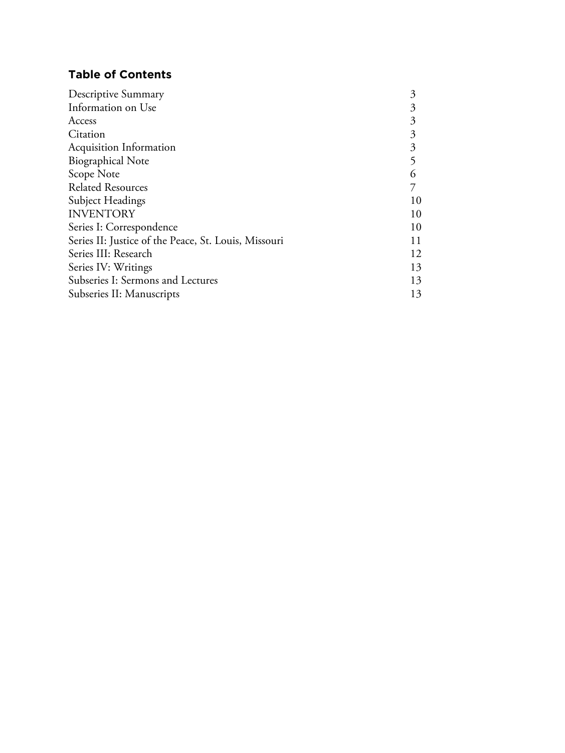## Table of Contents

| | |
|---|---|
| Descriptive Summary | 3 |
| Information on Use | 3 |
| Access | 3 |
| Citation | 3 |
| Acquisition Information | 3 |
| Biographical Note | 5 |
| Scope Note | 6 |
| Related Resources | 7 |
| Subject Headings | 10 |
| INVENTORY | 10 |
| Series I: Correspondence | 10 |
| Series II: Justice of the Peace, St. Louis, Missouri | 11 |
| Series III: Research | 12 |
| Series IV: Writings | 13 |
| Subseries I: Sermons and Lectures | 13 |
| Subseries II: Manuscripts | 13 |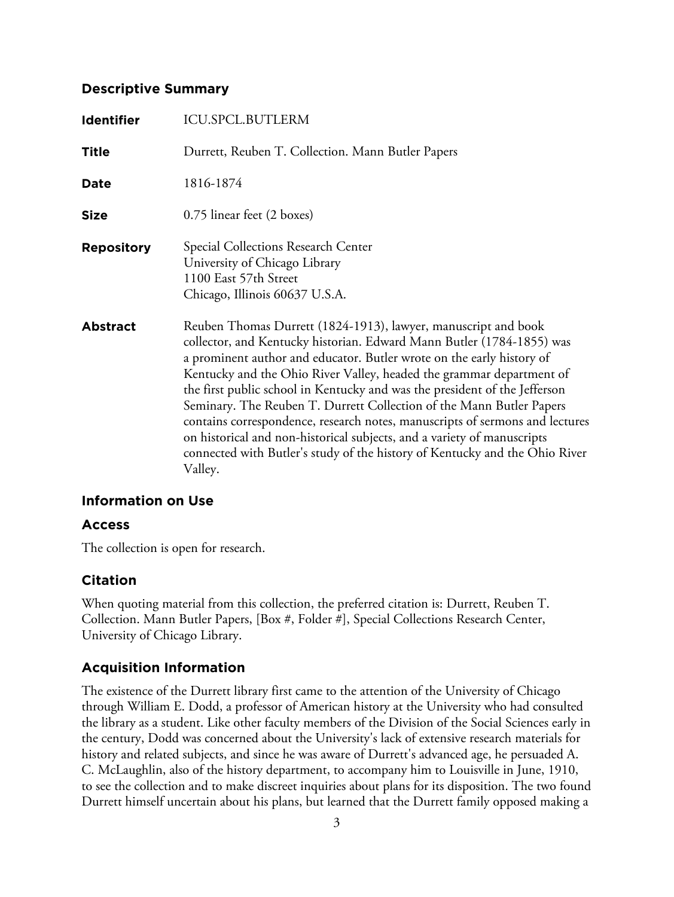## Descriptive Summary

| | |
|---|---|
| **Identifier** | ICU.SPCL.BUTLERM |
| **Title** | Durrett, Reuben T. Collection. Mann Butler Papers |
| **Date** | 1816-1874 |
| **Size** | 0.75 linear feet (2 boxes) |
| **Repository** | Special Collections Research Center<br>University of Chicago Library<br>1100 East 57th Street<br>Chicago, Illinois 60637 U.S.A. |
| **Abstract** | Reuben Thomas Durrett (1824-1913), lawyer, manuscript and book collector, and Kentucky historian. Edward Mann Butler (1784-1855) was a prominent author and educator. Butler wrote on the early history of Kentucky and the Ohio River Valley, headed the grammar department of the first public school in Kentucky and was the president of the Jefferson Seminary. The Reuben T. Durrett Collection of the Mann Butler Papers contains correspondence, research notes, manuscripts of sermons and lectures on historical and non-historical subjects, and a variety of manuscripts connected with Butler's study of the history of Kentucky and the Ohio River Valley. |

## Information on Use

## Access

The collection is open for research.

## Citation

When quoting material from this collection, the preferred citation is: Durrett, Reuben T. Collection. Mann Butler Papers, [Box #, Folder #], Special Collections Research Center, University of Chicago Library.

## Acquisition Information

The existence of the Durrett library first came to the attention of the University of Chicago through William E. Dodd, a professor of American history at the University who had consulted the library as a student. Like other faculty members of the Division of the Social Sciences early in the century, Dodd was concerned about the University's lack of extensive research materials for history and related subjects, and since he was aware of Durrett's advanced age, he persuaded A. C. McLaughlin, also of the history department, to accompany him to Louisville in June, 1910, to see the collection and to make discreet inquiries about plans for its disposition. The two found Durrett himself uncertain about his plans, but learned that the Durrett family opposed making a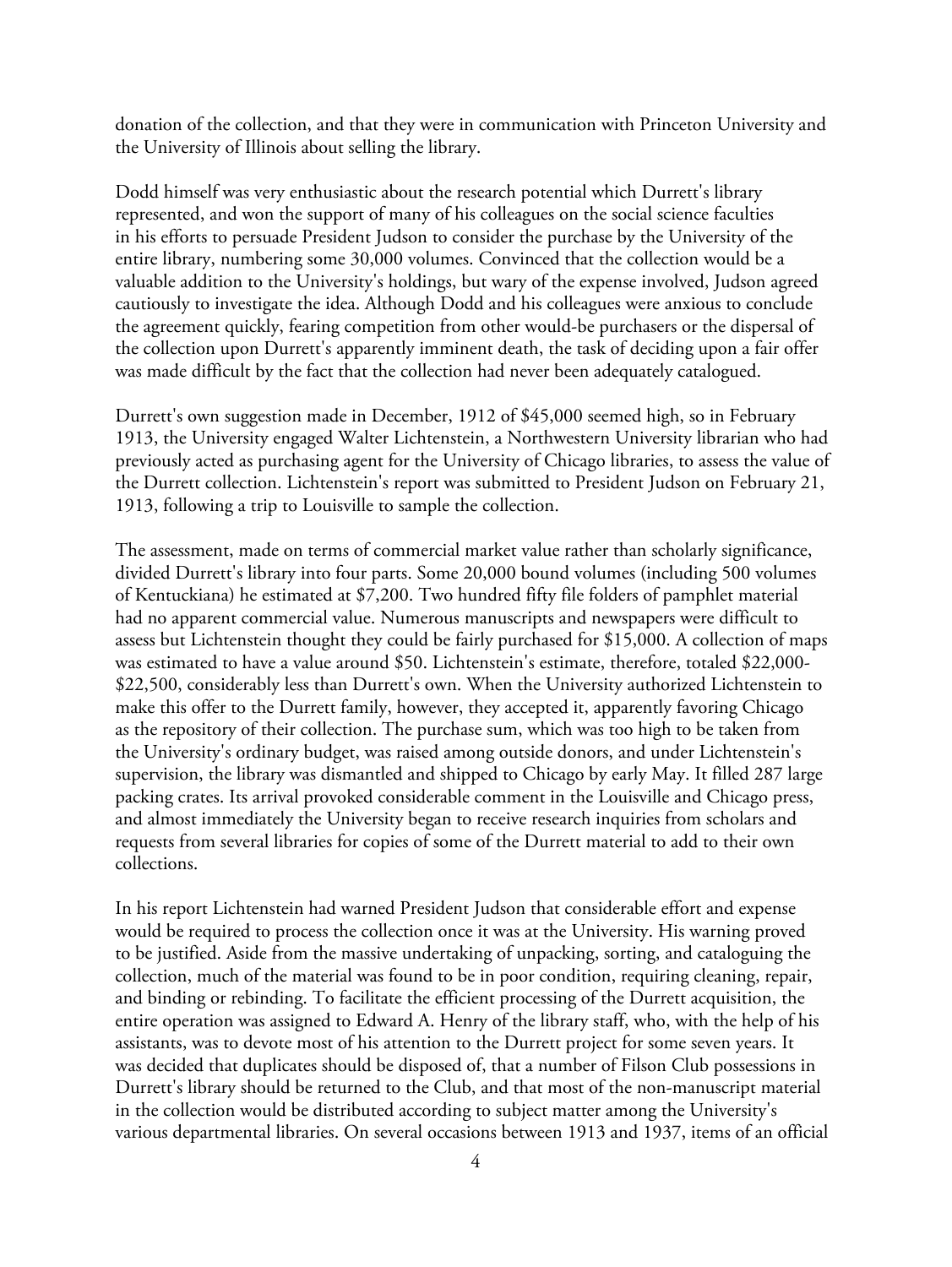donation of the collection, and that they were in communication with Princeton University and the University of Illinois about selling the library.

Dodd himself was very enthusiastic about the research potential which Durrett's library represented, and won the support of many of his colleagues on the social science faculties in his efforts to persuade President Judson to consider the purchase by the University of the entire library, numbering some 30,000 volumes. Convinced that the collection would be a valuable addition to the University's holdings, but wary of the expense involved, Judson agreed cautiously to investigate the idea. Although Dodd and his colleagues were anxious to conclude the agreement quickly, fearing competition from other would-be purchasers or the dispersal of the collection upon Durrett's apparently imminent death, the task of deciding upon a fair offer was made difficult by the fact that the collection had never been adequately catalogued.

Durrett's own suggestion made in December, 1912 of $45,000 seemed high, so in February 1913, the University engaged Walter Lichtenstein, a Northwestern University librarian who had previously acted as purchasing agent for the University of Chicago libraries, to assess the value of the Durrett collection. Lichtenstein's report was submitted to President Judson on February 21, 1913, following a trip to Louisville to sample the collection.

The assessment, made on terms of commercial market value rather than scholarly significance, divided Durrett's library into four parts. Some 20,000 bound volumes (including 500 volumes of Kentuckiana) he estimated at $7,200. Two hundred fifty file folders of pamphlet material had no apparent commercial value. Numerous manuscripts and newspapers were difficult to assess but Lichtenstein thought they could be fairly purchased for $15,000. A collection of maps was estimated to have a value around $50. Lichtenstein's estimate, therefore, totaled $22,000-$22,500, considerably less than Durrett's own. When the University authorized Lichtenstein to make this offer to the Durrett family, however, they accepted it, apparently favoring Chicago as the repository of their collection. The purchase sum, which was too high to be taken from the University's ordinary budget, was raised among outside donors, and under Lichtenstein's supervision, the library was dismantled and shipped to Chicago by early May. It filled 287 large packing crates. Its arrival provoked considerable comment in the Louisville and Chicago press, and almost immediately the University began to receive research inquiries from scholars and requests from several libraries for copies of some of the Durrett material to add to their own collections.

In his report Lichtenstein had warned President Judson that considerable effort and expense would be required to process the collection once it was at the University. His warning proved to be justified. Aside from the massive undertaking of unpacking, sorting, and cataloguing the collection, much of the material was found to be in poor condition, requiring cleaning, repair, and binding or rebinding. To facilitate the efficient processing of the Durrett acquisition, the entire operation was assigned to Edward A. Henry of the library staff, who, with the help of his assistants, was to devote most of his attention to the Durrett project for some seven years. It was decided that duplicates should be disposed of, that a number of Filson Club possessions in Durrett's library should be returned to the Club, and that most of the non-manuscript material in the collection would be distributed according to subject matter among the University's various departmental libraries. On several occasions between 1913 and 1937, items of an official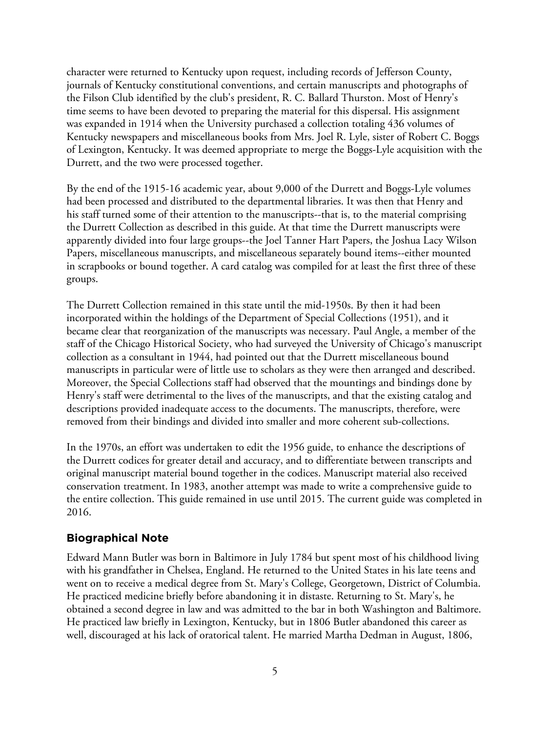character were returned to Kentucky upon request, including records of Jefferson County, journals of Kentucky constitutional conventions, and certain manuscripts and photographs of the Filson Club identified by the club's president, R. C. Ballard Thurston. Most of Henry's time seems to have been devoted to preparing the material for this dispersal. His assignment was expanded in 1914 when the University purchased a collection totaling 436 volumes of Kentucky newspapers and miscellaneous books from Mrs. Joel R. Lyle, sister of Robert C. Boggs of Lexington, Kentucky. It was deemed appropriate to merge the Boggs-Lyle acquisition with the Durrett, and the two were processed together.

By the end of the 1915-16 academic year, about 9,000 of the Durrett and Boggs-Lyle volumes had been processed and distributed to the departmental libraries. It was then that Henry and his staff turned some of their attention to the manuscripts--that is, to the material comprising the Durrett Collection as described in this guide. At that time the Durrett manuscripts were apparently divided into four large groups--the Joel Tanner Hart Papers, the Joshua Lacy Wilson Papers, miscellaneous manuscripts, and miscellaneous separately bound items--either mounted in scrapbooks or bound together. A card catalog was compiled for at least the first three of these groups.

The Durrett Collection remained in this state until the mid-1950s. By then it had been incorporated within the holdings of the Department of Special Collections (1951), and it became clear that reorganization of the manuscripts was necessary. Paul Angle, a member of the staff of the Chicago Historical Society, who had surveyed the University of Chicago's manuscript collection as a consultant in 1944, had pointed out that the Durrett miscellaneous bound manuscripts in particular were of little use to scholars as they were then arranged and described. Moreover, the Special Collections staff had observed that the mountings and bindings done by Henry's staff were detrimental to the lives of the manuscripts, and that the existing catalog and descriptions provided inadequate access to the documents. The manuscripts, therefore, were removed from their bindings and divided into smaller and more coherent sub-collections.

In the 1970s, an effort was undertaken to edit the 1956 guide, to enhance the descriptions of the Durrett codices for greater detail and accuracy, and to differentiate between transcripts and original manuscript material bound together in the codices. Manuscript material also received conservation treatment. In 1983, another attempt was made to write a comprehensive guide to the entire collection. This guide remained in use until 2015. The current guide was completed in 2016.

## Biographical Note

Edward Mann Butler was born in Baltimore in July 1784 but spent most of his childhood living with his grandfather in Chelsea, England. He returned to the United States in his late teens and went on to receive a medical degree from St. Mary's College, Georgetown, District of Columbia. He practiced medicine briefly before abandoning it in distaste. Returning to St. Mary's, he obtained a second degree in law and was admitted to the bar in both Washington and Baltimore. He practiced law briefly in Lexington, Kentucky, but in 1806 Butler abandoned this career as well, discouraged at his lack of oratorical talent. He married Martha Dedman in August, 1806,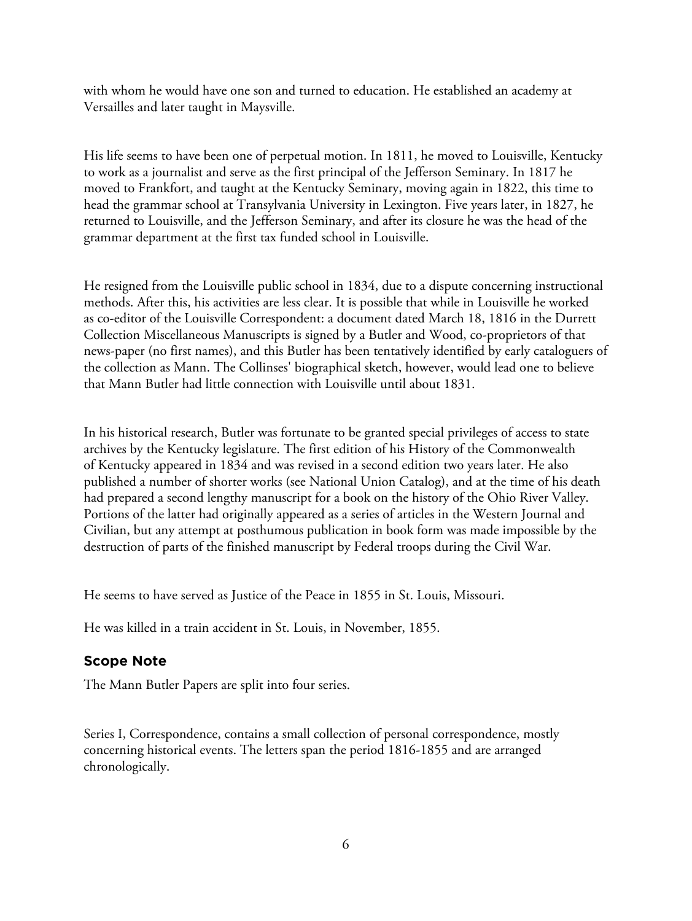with whom he would have one son and turned to education. He established an academy at Versailles and later taught in Maysville.

His life seems to have been one of perpetual motion. In 1811, he moved to Louisville, Kentucky to work as a journalist and serve as the first principal of the Jefferson Seminary. In 1817 he moved to Frankfort, and taught at the Kentucky Seminary, moving again in 1822, this time to head the grammar school at Transylvania University in Lexington. Five years later, in 1827, he returned to Louisville, and the Jefferson Seminary, and after its closure he was the head of the grammar department at the first tax funded school in Louisville.

He resigned from the Louisville public school in 1834, due to a dispute concerning instructional methods. After this, his activities are less clear. It is possible that while in Louisville he worked as co-editor of the Louisville Correspondent: a document dated March 18, 1816 in the Durrett Collection Miscellaneous Manuscripts is signed by a Butler and Wood, co-proprietors of that news-paper (no first names), and this Butler has been tentatively identified by early cataloguers of the collection as Mann. The Collinses' biographical sketch, however, would lead one to believe that Mann Butler had little connection with Louisville until about 1831.

In his historical research, Butler was fortunate to be granted special privileges of access to state archives by the Kentucky legislature. The first edition of his History of the Commonwealth of Kentucky appeared in 1834 and was revised in a second edition two years later. He also published a number of shorter works (see National Union Catalog), and at the time of his death had prepared a second lengthy manuscript for a book on the history of the Ohio River Valley. Portions of the latter had originally appeared as a series of articles in the Western Journal and Civilian, but any attempt at posthumous publication in book form was made impossible by the destruction of parts of the finished manuscript by Federal troops during the Civil War.

He seems to have served as Justice of the Peace in 1855 in St. Louis, Missouri.

He was killed in a train accident in St. Louis, in November, 1855.

## Scope Note

The Mann Butler Papers are split into four series.

Series I, Correspondence, contains a small collection of personal correspondence, mostly concerning historical events. The letters span the period 1816-1855 and are arranged chronologically.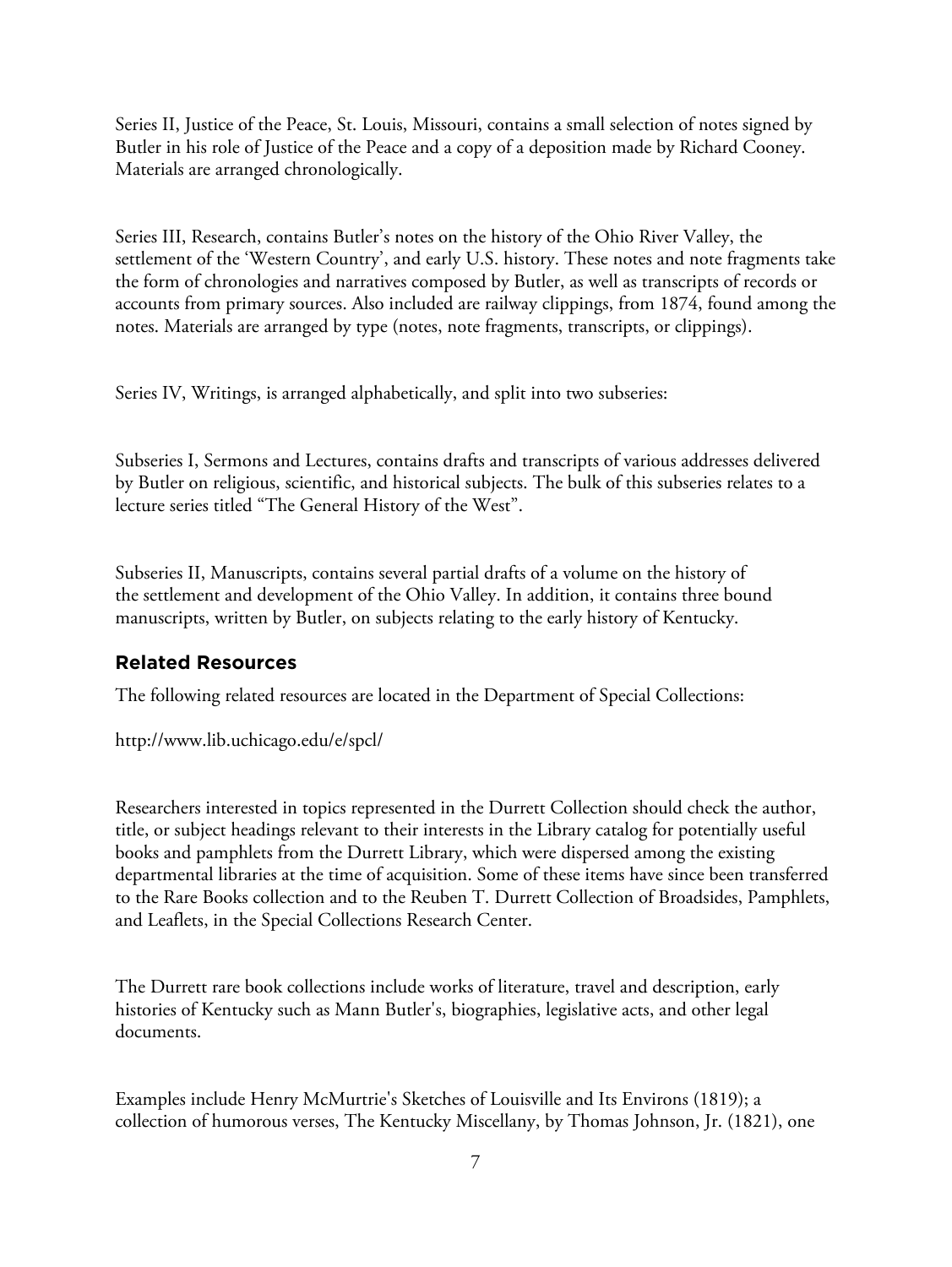Series II, Justice of the Peace, St. Louis, Missouri, contains a small selection of notes signed by Butler in his role of Justice of the Peace and a copy of a deposition made by Richard Cooney. Materials are arranged chronologically.

Series III, Research, contains Butler's notes on the history of the Ohio River Valley, the settlement of the 'Western Country', and early U.S. history. These notes and note fragments take the form of chronologies and narratives composed by Butler, as well as transcripts of records or accounts from primary sources. Also included are railway clippings, from 1874, found among the notes. Materials are arranged by type (notes, note fragments, transcripts, or clippings).

Series IV, Writings, is arranged alphabetically, and split into two subseries:

Subseries I, Sermons and Lectures, contains drafts and transcripts of various addresses delivered by Butler on religious, scientific, and historical subjects. The bulk of this subseries relates to a lecture series titled "The General History of the West".

Subseries II, Manuscripts, contains several partial drafts of a volume on the history of the settlement and development of the Ohio Valley. In addition, it contains three bound manuscripts, written by Butler, on subjects relating to the early history of Kentucky.

## Related Resources

The following related resources are located in the Department of Special Collections:

http://www.lib.uchicago.edu/e/spcl/

Researchers interested in topics represented in the Durrett Collection should check the author, title, or subject headings relevant to their interests in the Library catalog for potentially useful books and pamphlets from the Durrett Library, which were dispersed among the existing departmental libraries at the time of acquisition. Some of these items have since been transferred to the Rare Books collection and to the Reuben T. Durrett Collection of Broadsides, Pamphlets, and Leaflets, in the Special Collections Research Center.

The Durrett rare book collections include works of literature, travel and description, early histories of Kentucky such as Mann Butler's, biographies, legislative acts, and other legal documents.

Examples include Henry McMurtrie's Sketches of Louisville and Its Environs (1819); a collection of humorous verses, The Kentucky Miscellany, by Thomas Johnson, Jr. (1821), one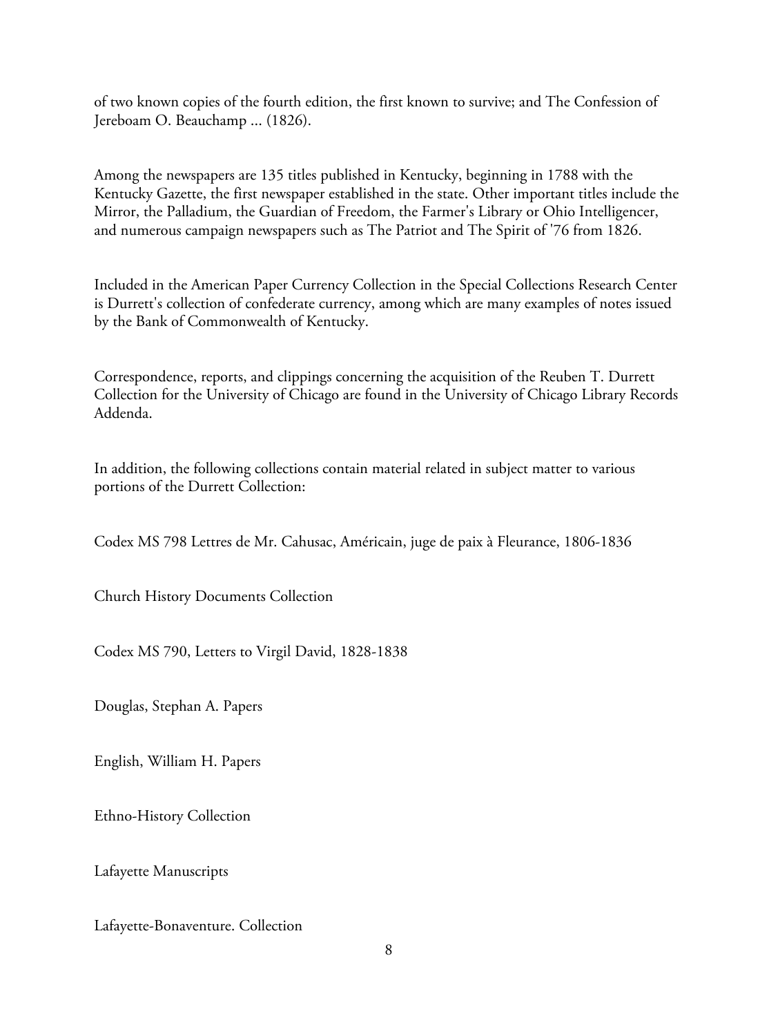of two known copies of the fourth edition, the first known to survive; and The Confession of Jereboam O. Beauchamp ... (1826).

Among the newspapers are 135 titles published in Kentucky, beginning in 1788 with the Kentucky Gazette, the first newspaper established in the state. Other important titles include the Mirror, the Palladium, the Guardian of Freedom, the Farmer's Library or Ohio Intelligencer, and numerous campaign newspapers such as The Patriot and The Spirit of '76 from 1826.

Included in the American Paper Currency Collection in the Special Collections Research Center is Durrett's collection of confederate currency, among which are many examples of notes issued by the Bank of Commonwealth of Kentucky.

Correspondence, reports, and clippings concerning the acquisition of the Reuben T. Durrett Collection for the University of Chicago are found in the University of Chicago Library Records Addenda.

In addition, the following collections contain material related in subject matter to various portions of the Durrett Collection:

Codex MS 798 Lettres de Mr. Cahusac, Américain, juge de paix à Fleurance, 1806-1836

Church History Documents Collection

Codex MS 790, Letters to Virgil David, 1828-1838

Douglas, Stephan A. Papers

English, William H. Papers

Ethno-History Collection

Lafayette Manuscripts

Lafayette-Bonaventure. Collection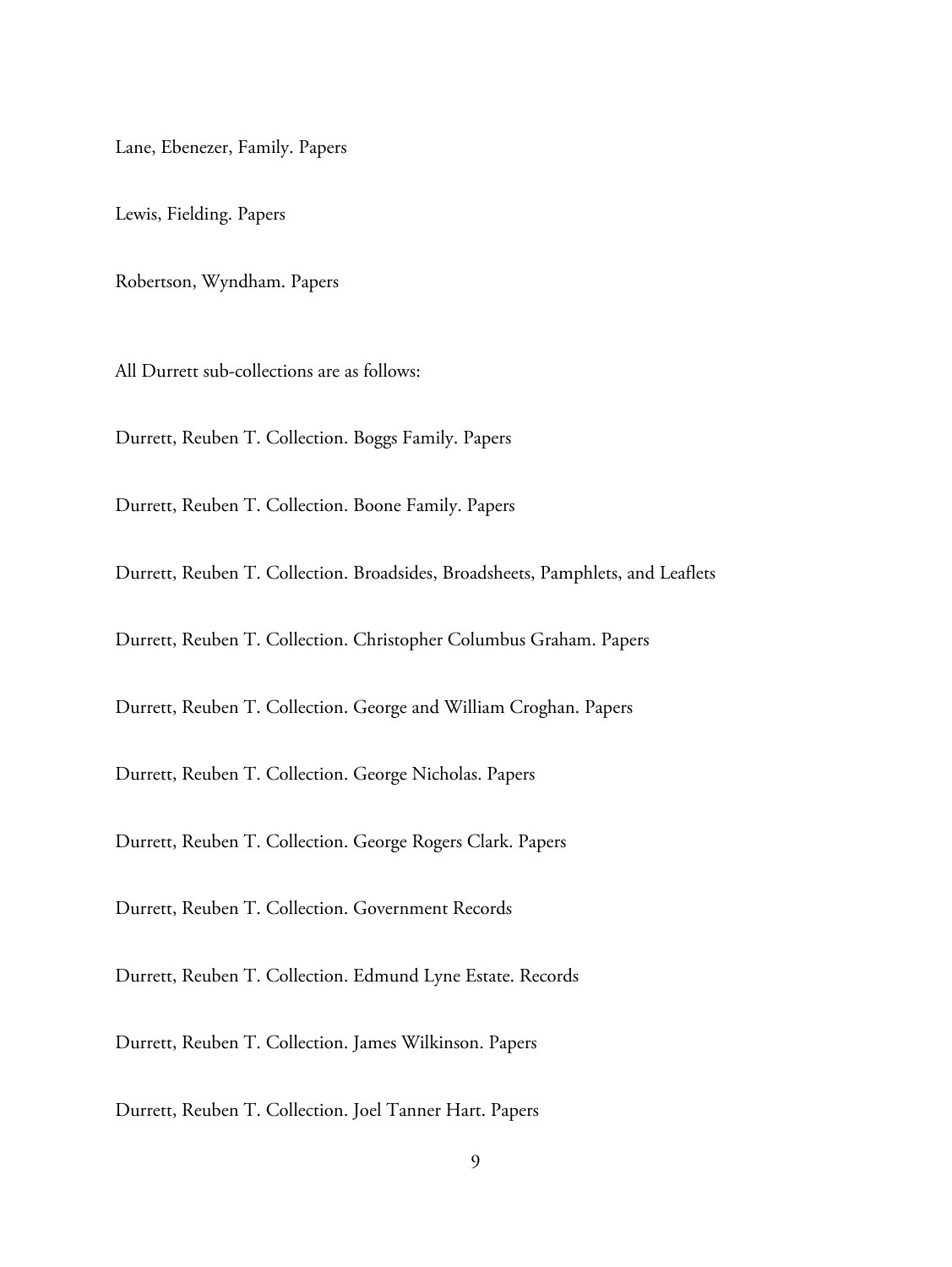Lane, Ebenezer, Family. Papers

Lewis, Fielding. Papers

Robertson, Wyndham. Papers

All Durrett sub-collections are as follows:

Durrett, Reuben T. Collection. Boggs Family. Papers

Durrett, Reuben T. Collection. Boone Family. Papers

Durrett, Reuben T. Collection. Broadsides, Broadsheets, Pamphlets, and Leaflets

Durrett, Reuben T. Collection. Christopher Columbus Graham. Papers

Durrett, Reuben T. Collection. George and William Croghan. Papers

Durrett, Reuben T. Collection. George Nicholas. Papers

Durrett, Reuben T. Collection. George Rogers Clark. Papers

Durrett, Reuben T. Collection. Government Records

Durrett, Reuben T. Collection. Edmund Lyne Estate. Records

Durrett, Reuben T. Collection. James Wilkinson. Papers

Durrett, Reuben T. Collection. Joel Tanner Hart. Papers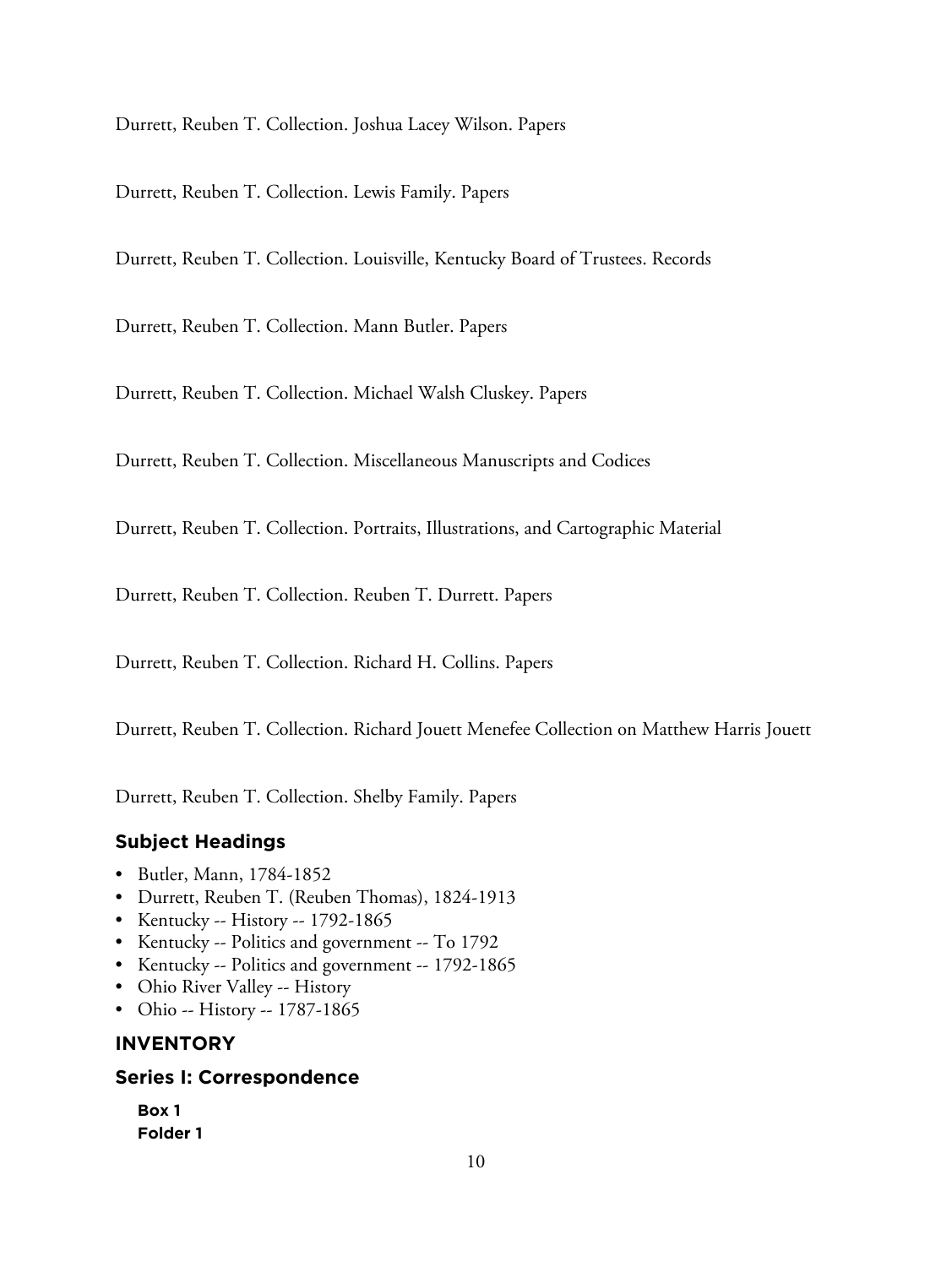Durrett, Reuben T. Collection. Joshua Lacey Wilson. Papers

Durrett, Reuben T. Collection. Lewis Family. Papers

Durrett, Reuben T. Collection. Louisville, Kentucky Board of Trustees. Records

Durrett, Reuben T. Collection. Mann Butler. Papers

Durrett, Reuben T. Collection. Michael Walsh Cluskey. Papers

Durrett, Reuben T. Collection. Miscellaneous Manuscripts and Codices

Durrett, Reuben T. Collection. Portraits, Illustrations, and Cartographic Material

Durrett, Reuben T. Collection. Reuben T. Durrett. Papers

Durrett, Reuben T. Collection. Richard H. Collins. Papers

Durrett, Reuben T. Collection. Richard Jouett Menefee Collection on Matthew Harris Jouett

Durrett, Reuben T. Collection. Shelby Family. Papers

## Subject Headings

- Butler, Mann, 1784-1852
- Durrett, Reuben T. (Reuben Thomas), 1824-1913
- Kentucky -- History -- 1792-1865
- Kentucky -- Politics and government -- To 1792
- Kentucky -- Politics and government -- 1792-1865
- Ohio River Valley -- History
- Ohio -- History -- 1787-1865

## INVENTORY

## Series I: Correspondence

**Box 1**
**Folder 1**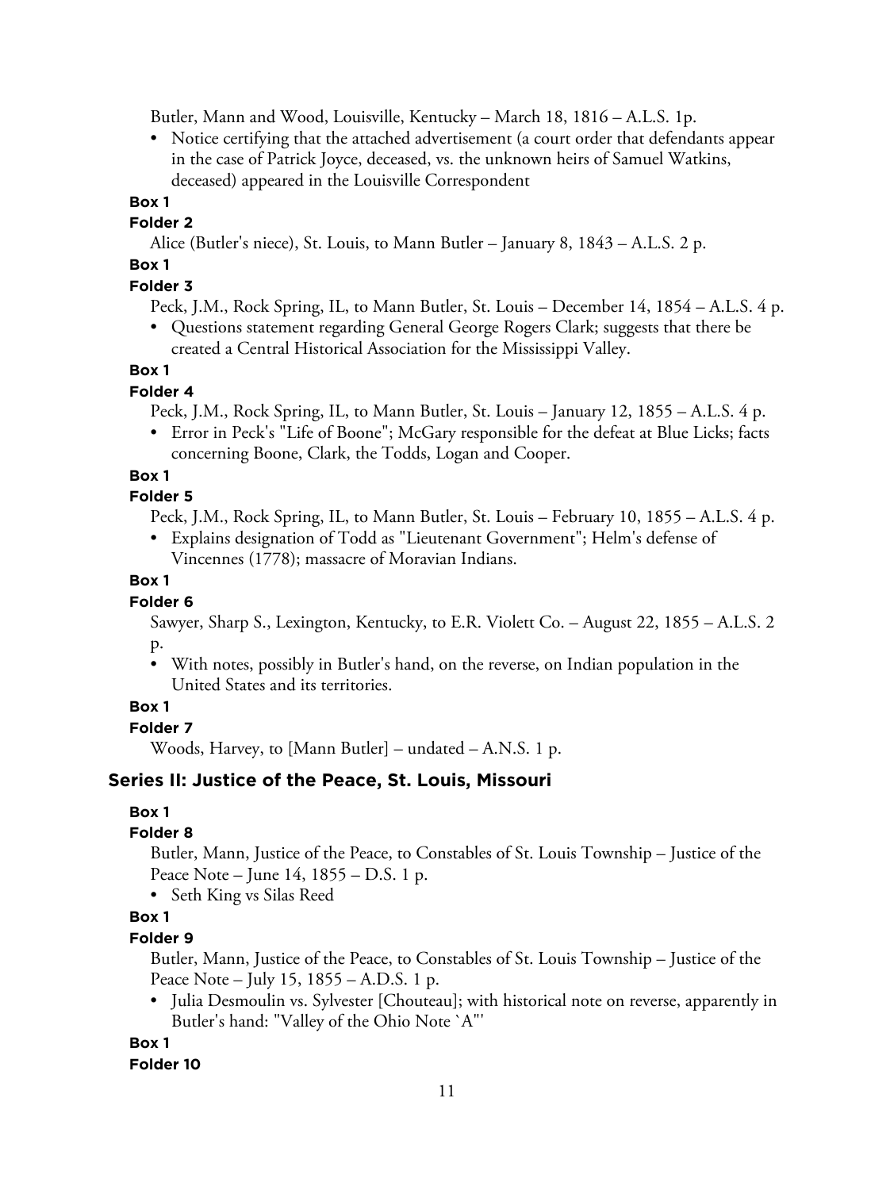Butler, Mann and Wood, Louisville, Kentucky – March 18, 1816 – A.L.S. 1p.

- Notice certifying that the attached advertisement (a court order that defendants appear in the case of Patrick Joyce, deceased, vs. the unknown heirs of Samuel Watkins, deceased) appeared in the Louisville Correspondent

**Box 1**

**Folder 2**

Alice (Butler's niece), St. Louis, to Mann Butler – January 8, 1843 – A.L.S. 2 p.

**Box 1**

**Folder 3**

Peck, J.M., Rock Spring, IL, to Mann Butler, St. Louis – December 14, 1854 – A.L.S. 4 p.

- Questions statement regarding General George Rogers Clark; suggests that there be created a Central Historical Association for the Mississippi Valley.

**Box 1**

**Folder 4**

Peck, J.M., Rock Spring, IL, to Mann Butler, St. Louis – January 12, 1855 – A.L.S. 4 p.

- Error in Peck's "Life of Boone"; McGary responsible for the defeat at Blue Licks; facts concerning Boone, Clark, the Todds, Logan and Cooper.

**Box 1**

**Folder 5**

Peck, J.M., Rock Spring, IL, to Mann Butler, St. Louis – February 10, 1855 – A.L.S. 4 p.

- Explains designation of Todd as "Lieutenant Government"; Helm's defense of Vincennes (1778); massacre of Moravian Indians.

**Box 1**

**Folder 6**

Sawyer, Sharp S., Lexington, Kentucky, to E.R. Violett Co. – August 22, 1855 – A.L.S. 2 p.

- With notes, possibly in Butler's hand, on the reverse, on Indian population in the United States and its territories.

**Box 1**

**Folder 7**

Woods, Harvey, to [Mann Butler] – undated – A.N.S. 1 p.

## Series II: Justice of the Peace, St. Louis, Missouri

**Box 1**

**Folder 8**

Butler, Mann, Justice of the Peace, to Constables of St. Louis Township – Justice of the Peace Note – June 14, 1855 – D.S. 1 p.

- Seth King vs Silas Reed

**Box 1**

**Folder 9**

Butler, Mann, Justice of the Peace, to Constables of St. Louis Township – Justice of the Peace Note – July 15, 1855 – A.D.S. 1 p.

- Julia Desmoulin vs. Sylvester [Chouteau]; with historical note on reverse, apparently in Butler's hand: "Valley of the Ohio Note `A'"

**Box 1**

**Folder 10**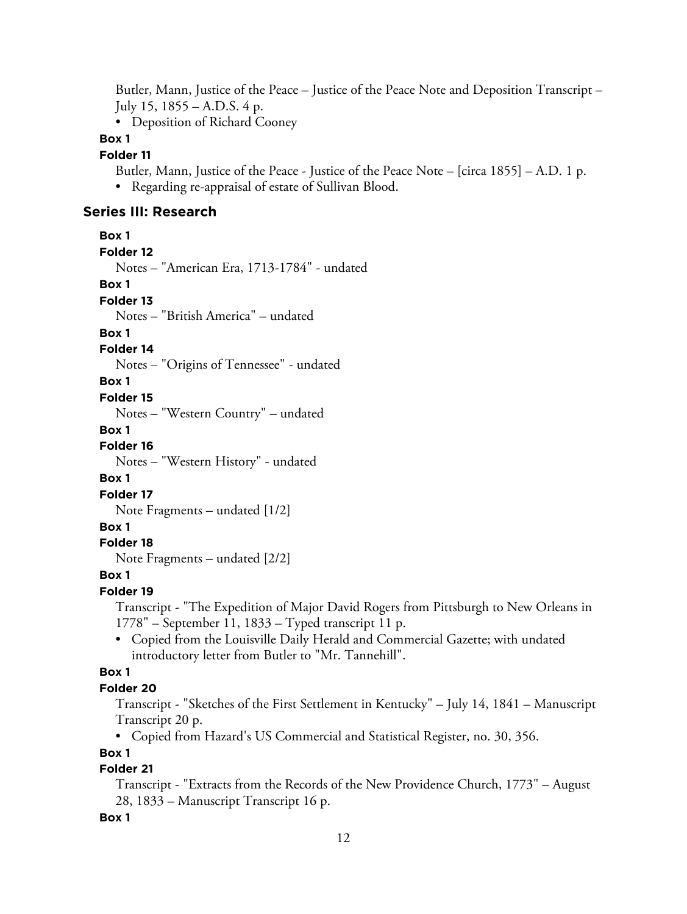Butler, Mann, Justice of the Peace – Justice of the Peace Note and Deposition Transcript – July 15, 1855 – A.D.S. 4 p.

- Deposition of Richard Cooney

**Box 1**

**Folder 11**

Butler, Mann, Justice of the Peace - Justice of the Peace Note – [circa 1855] – A.D. 1 p.

- Regarding re-appraisal of estate of Sullivan Blood.

## Series III: Research

**Box 1**

**Folder 12**

Notes – "American Era, 1713-1784" - undated

**Box 1**

**Folder 13**

Notes – "British America" – undated

**Box 1**

**Folder 14**

Notes – "Origins of Tennessee" - undated

**Box 1**

**Folder 15**

Notes – "Western Country" – undated

**Box 1**

**Folder 16**

Notes – "Western History" - undated

**Box 1**

**Folder 17**

Note Fragments – undated [1/2]

**Box 1**

**Folder 18**

Note Fragments – undated [2/2]

**Box 1**

**Folder 19**

Transcript - "The Expedition of Major David Rogers from Pittsburgh to New Orleans in 1778" – September 11, 1833 – Typed transcript 11 p.

- Copied from the Louisville Daily Herald and Commercial Gazette; with undated introductory letter from Butler to "Mr. Tannehill".

**Box 1**

**Folder 20**

Transcript - "Sketches of the First Settlement in Kentucky" – July 14, 1841 – Manuscript Transcript 20 p.

- Copied from Hazard's US Commercial and Statistical Register, no. 30, 356.

**Box 1**

**Folder 21**

Transcript - "Extracts from the Records of the New Providence Church, 1773" – August 28, 1833 – Manuscript Transcript 16 p.

**Box 1**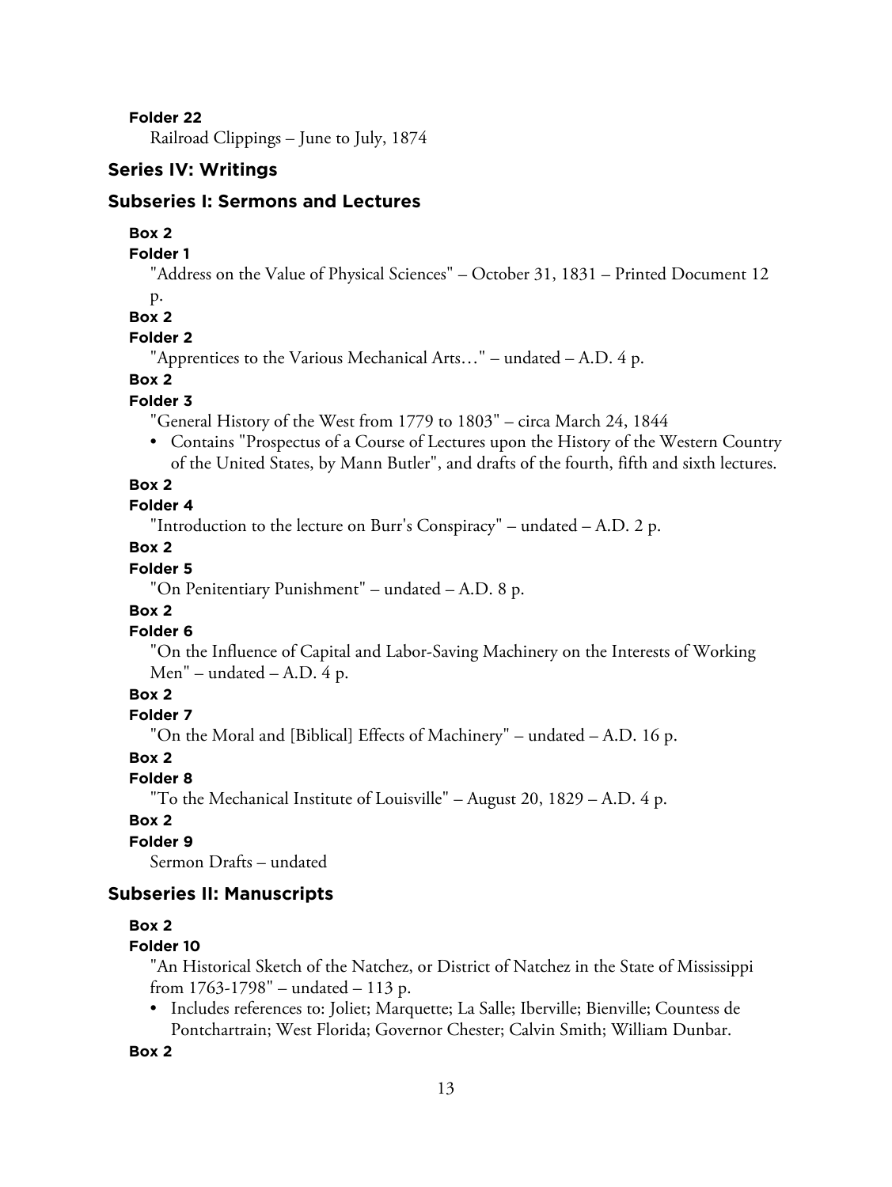**Folder 22**

Railroad Clippings – June to July, 1874

## Series IV: Writings

### Subseries I: Sermons and Lectures

**Box 2**

**Folder 1**

"Address on the Value of Physical Sciences" – October 31, 1831 – Printed Document 12 p.

**Box 2**

**Folder 2**

"Apprentices to the Various Mechanical Arts…" – undated – A.D. 4 p.

**Box 2**

**Folder 3**

"General History of the West from 1779 to 1803" – circa March 24, 1844

- Contains "Prospectus of a Course of Lectures upon the History of the Western Country of the United States, by Mann Butler", and drafts of the fourth, fifth and sixth lectures.

**Box 2**

**Folder 4**

"Introduction to the lecture on Burr's Conspiracy" – undated – A.D. 2 p.

**Box 2**

**Folder 5**

"On Penitentiary Punishment" – undated – A.D. 8 p.

**Box 2**

**Folder 6**

"On the Influence of Capital and Labor-Saving Machinery on the Interests of Working Men" – undated – A.D. 4 p.

**Box 2**

**Folder 7**

"On the Moral and [Biblical] Effects of Machinery" – undated – A.D. 16 p.

**Box 2**

**Folder 8**

"To the Mechanical Institute of Louisville" – August 20, 1829 – A.D. 4 p.

**Box 2**

**Folder 9**

Sermon Drafts – undated

### Subseries II: Manuscripts

**Box 2**

**Folder 10**

"An Historical Sketch of the Natchez, or District of Natchez in the State of Mississippi from 1763-1798" – undated – 113 p.

- Includes references to: Joliet; Marquette; La Salle; Iberville; Bienville; Countess de Pontchartrain; West Florida; Governor Chester; Calvin Smith; William Dunbar.

**Box 2**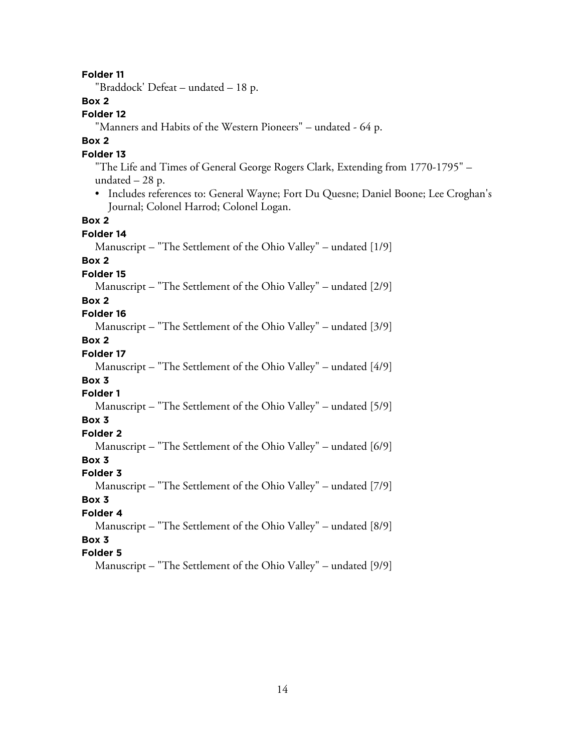**Folder 11**

"Braddock' Defeat – undated – 18 p.

**Box 2**

**Folder 12**

"Manners and Habits of the Western Pioneers" – undated - 64 p.

**Box 2**

**Folder 13**

"The Life and Times of General George Rogers Clark, Extending from 1770-1795" – undated – 28 p.

- Includes references to: General Wayne; Fort Du Quesne; Daniel Boone; Lee Croghan's Journal; Colonel Harrod; Colonel Logan.

**Box 2**

**Folder 14**

Manuscript – "The Settlement of the Ohio Valley" – undated [1/9]

**Box 2**

**Folder 15**

Manuscript – "The Settlement of the Ohio Valley" – undated [2/9]

**Box 2**

**Folder 16**

Manuscript – "The Settlement of the Ohio Valley" – undated [3/9]

**Box 2**

**Folder 17**

Manuscript – "The Settlement of the Ohio Valley" – undated [4/9]

**Box 3**

**Folder 1**

Manuscript – "The Settlement of the Ohio Valley" – undated [5/9]

**Box 3**

**Folder 2**

Manuscript – "The Settlement of the Ohio Valley" – undated [6/9]

**Box 3**

**Folder 3**

Manuscript – "The Settlement of the Ohio Valley" – undated [7/9]

**Box 3**

**Folder 4**

Manuscript – "The Settlement of the Ohio Valley" – undated [8/9]

**Box 3**

**Folder 5**

Manuscript – "The Settlement of the Ohio Valley" – undated [9/9]